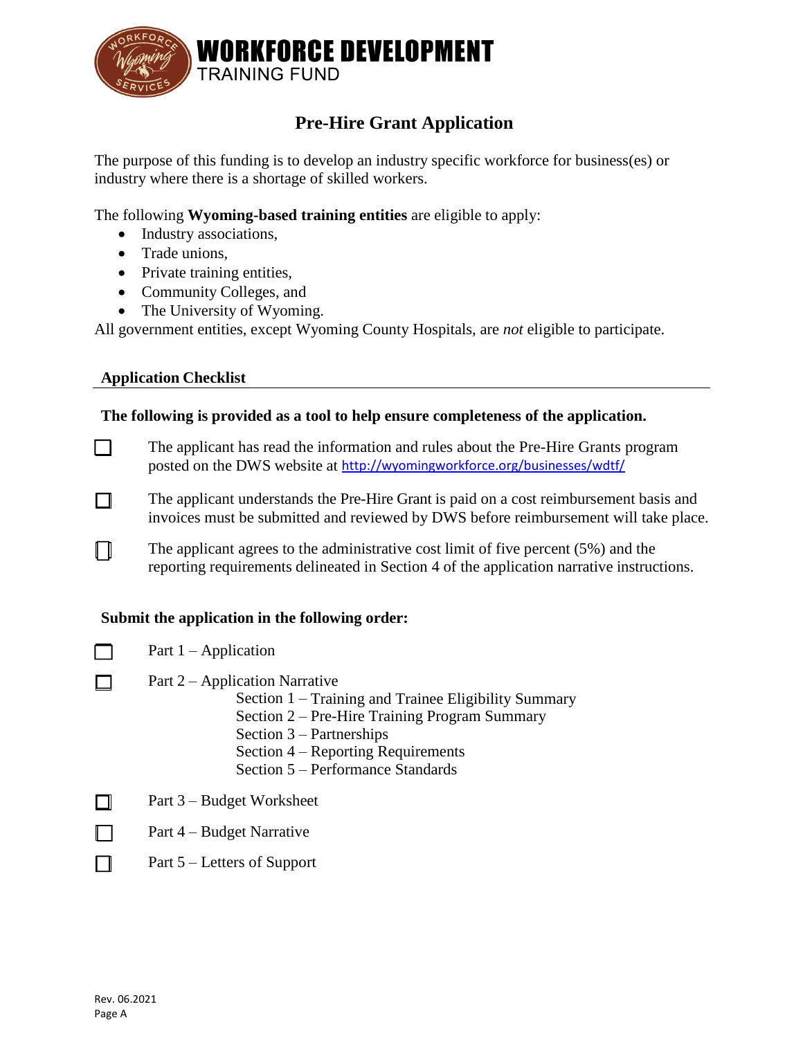# WORKFORCE DEVELOPMENT TRAINING FUND

## Pre-Hire Grant Application

The purpose of this funding is to develop an industry specific workforce for business(es) or industry where there is a shortage of skilled workers.

The following **Wyoming-based training entities** are eligible to apply:

- Industry associations,
- Trade unions,
- Private training entities,
- Community Colleges, and
- The University of Wyoming.

All government entities, except Wyoming County Hospitals, are *not* eligible to participate.

### Application Checklist

**The following is provided as a tool to help ensure completeness of the application.**

- ☐ The applicant has read the information and rules about the Pre-Hire Grants program posted on the DWS website at http://wyomingworkforce.org/businesses/wdtf/
- ☐ The applicant understands the Pre-Hire Grant is paid on a cost reimbursement basis and invoices must be submitted and reviewed by DWS before reimbursement will take place.
- ☐ The applicant agrees to the administrative cost limit of five percent (5%) and the reporting requirements delineated in Section 4 of the application narrative instructions.

**Submit the application in the following order:**

- ☐ Part 1 – Application
- ☐ Part 2 – Application Narrative
  - Section 1 – Training and Trainee Eligibility Summary
  - Section 2 – Pre-Hire Training Program Summary
  - Section 3 – Partnerships
  - Section 4 – Reporting Requirements
  - Section 5 – Performance Standards
- ☐ Part 3 – Budget Worksheet
- ☐ Part 4 – Budget Narrative
- ☐ Part 5 – Letters of Support

Rev. 06.2021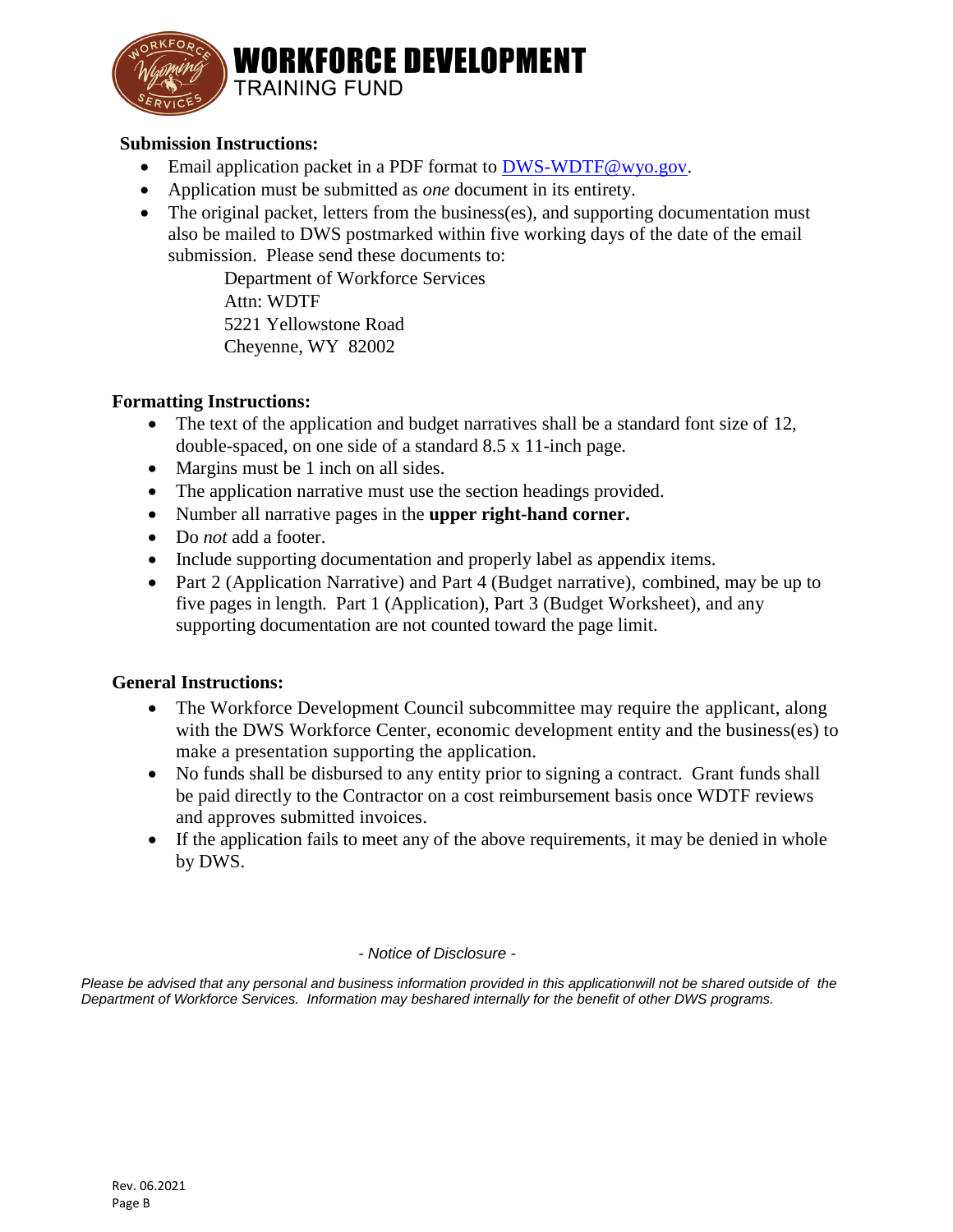# WORKFORCE DEVELOPMENT
## TRAINING FUND

**Submission Instructions:**

- Email application packet in a PDF format to DWS-WDTF@wyo.gov.
- Application must be submitted as *one* document in its entirety.
- The original packet, letters from the business(es), and supporting documentation must also be mailed to DWS postmarked within five working days of the date of the email submission. Please send these documents to:

  Department of Workforce Services
  Attn: WDTF
  5221 Yellowstone Road
  Cheyenne, WY 82002

**Formatting Instructions:**

- The text of the application and budget narratives shall be a standard font size of 12, double-spaced, on one side of a standard 8.5 x 11-inch page.
- Margins must be 1 inch on all sides.
- The application narrative must use the section headings provided.
- Number all narrative pages in the **upper right-hand corner.**
- Do *not* add a footer.
- Include supporting documentation and properly label as appendix items.
- Part 2 (Application Narrative) and Part 4 (Budget narrative), combined, may be up to five pages in length. Part 1 (Application), Part 3 (Budget Worksheet), and any supporting documentation are not counted toward the page limit.

**General Instructions:**

- The Workforce Development Council subcommittee may require the applicant, along with the DWS Workforce Center, economic development entity and the business(es) to make a presentation supporting the application.
- No funds shall be disbursed to any entity prior to signing a contract. Grant funds shall be paid directly to the Contractor on a cost reimbursement basis once WDTF reviews and approves submitted invoices.
- If the application fails to meet any of the above requirements, it may be denied in whole by DWS.

*- Notice of Disclosure -*

*Please be advised that any personal and business information provided in this applicationwill not be shared outside of the Department of Workforce Services. Information may beshared internally for the benefit of other DWS programs.*

Rev. 06.2021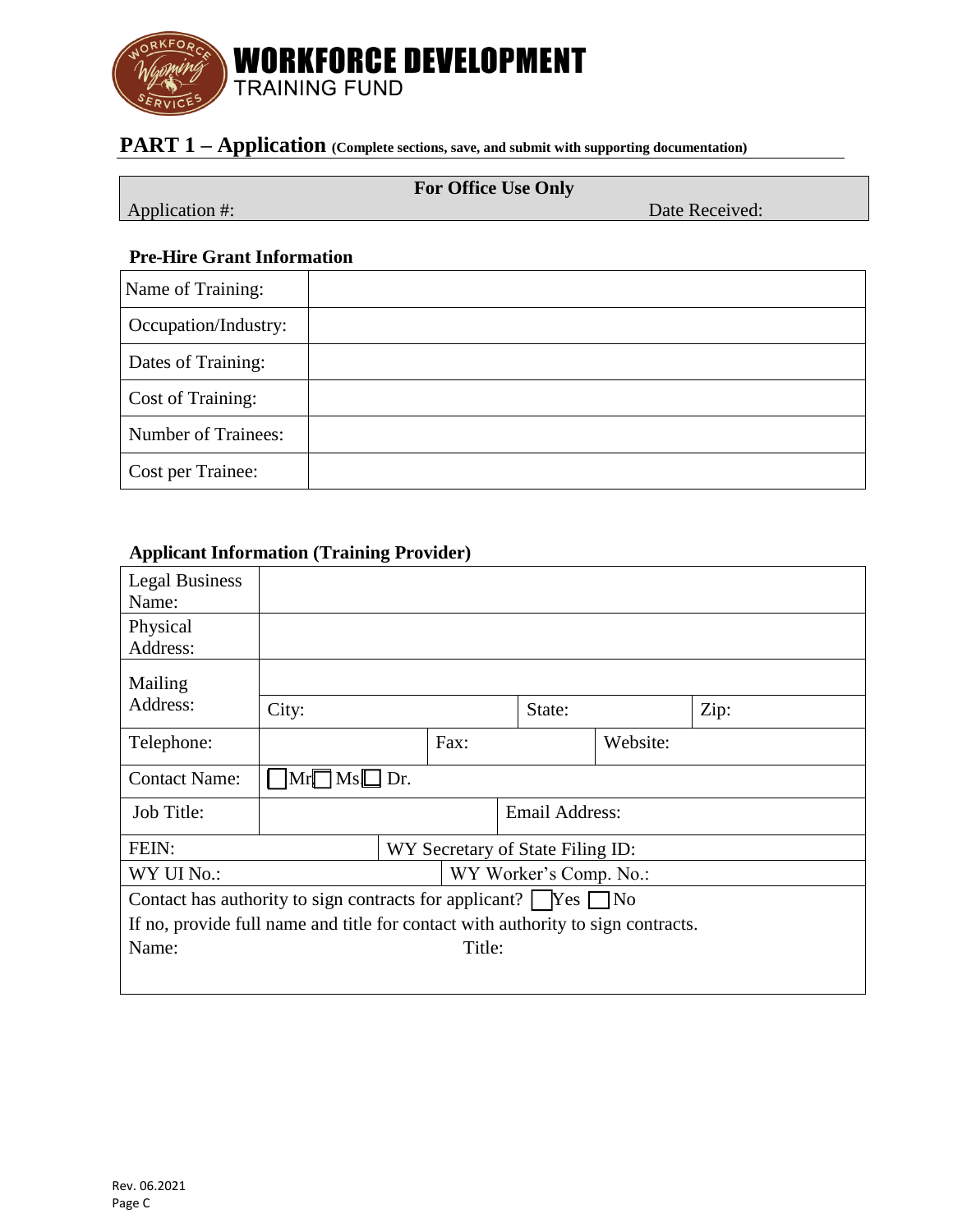# WORKFORCE DEVELOPMENT
TRAINING FUND

## PART 1 – Application (Complete sections, save, and submit with supporting documentation)

| For Office Use Only | |
|---|---|
| Application #: | Date Received: |

### Pre-Hire Grant Information

| | |
|---|---|
| Name of Training: | |
| Occupation/Industry: | |
| Dates of Training: | |
| Cost of Training: | |
| Number of Trainees: | |
| Cost per Trainee: | |

### Applicant Information (Training Provider)

| | | | | | |
|---|---|---|---|---|---|
| Legal Business Name: | | | | | |
| Physical Address: | | | | | |
| Mailing Address: | | | | | |
| | City: | | State: | | Zip: |
| Telephone: | | Fax: | | Website: | |
| Contact Name: | ☐ Mr ☐ Ms ☐ Dr. | | | | |
| Job Title: | | | Email Address: | | |
| FEIN: | | WY Secretary of State Filing ID: | | | |
| WY UI No.: | | WY Worker's Comp. No.: | | | |

Contact has authority to sign contracts for applicant? ☐ Yes ☐ No

If no, provide full name and title for contact with authority to sign contracts.

Name: Title:

Rev. 06.2021
Page C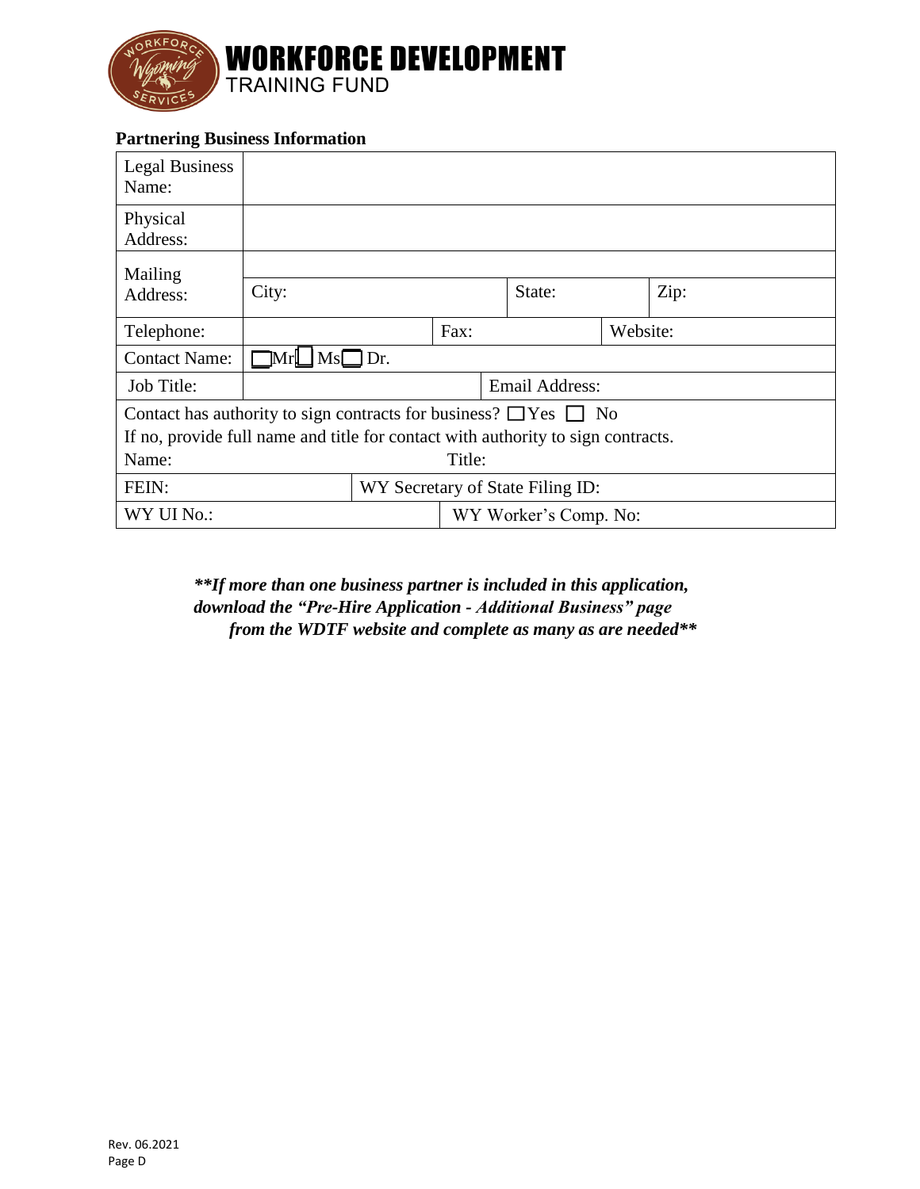# WORKFORCE DEVELOPMENT
TRAINING FUND

**Partnering Business Information**

| | | | | | |
|---|---|---|---|---|---|
| Legal Business Name: | | | | | |
| Physical Address: | | | | | |
| Mailing Address: | | | | | |
| | City: | | State: | | Zip: |
| Telephone: | | Fax: | | Website: | |
| Contact Name: | ☐ Mr ☐ Ms ☐ Dr. | | | | |
| Job Title: | | Email Address: | | | |
| Contact has authority to sign contracts for business? ☐ Yes ☐ No<br>If no, provide full name and title for contact with authority to sign contracts.<br>Name: Title: | | | | | |
| FEIN: | | WY Secretary of State Filing ID: | | | |
| WY UI No.: | | WY Worker's Comp. No: | | | |

***\*\*If more than one business partner is included in this application, download the "Pre-Hire Application - Additional Business" page from the WDTF website and complete as many as are needed\*\****

Rev. 06.2021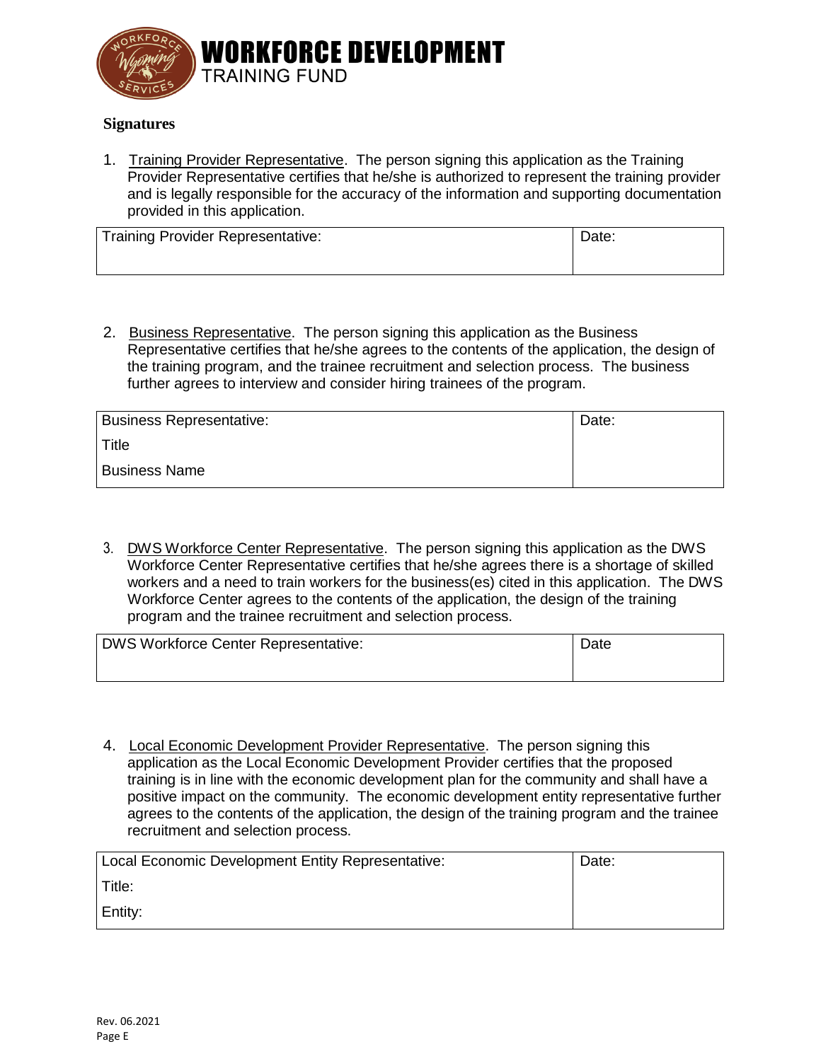# WORKFORCE DEVELOPMENT
TRAINING FUND

**Signatures**

1. Training Provider Representative. The person signing this application as the Training Provider Representative certifies that he/she is authorized to represent the training provider and is legally responsible for the accuracy of the information and supporting documentation provided in this application.

| Training Provider Representative: | Date: |
|---|---|

2. Business Representative. The person signing this application as the Business Representative certifies that he/she agrees to the contents of the application, the design of the training program, and the trainee recruitment and selection process. The business further agrees to interview and consider hiring trainees of the program.

| Business Representative:<br>Title<br>Business Name | Date: |
|---|---|

3. DWS Workforce Center Representative. The person signing this application as the DWS Workforce Center Representative certifies that he/she agrees there is a shortage of skilled workers and a need to train workers for the business(es) cited in this application. The DWS Workforce Center agrees to the contents of the application, the design of the training program and the trainee recruitment and selection process.

| DWS Workforce Center Representative: | Date |
|---|---|

4. Local Economic Development Provider Representative. The person signing this application as the Local Economic Development Provider certifies that the proposed training is in line with the economic development plan for the community and shall have a positive impact on the community. The economic development entity representative further agrees to the contents of the application, the design of the training program and the trainee recruitment and selection process.

| Local Economic Development Entity Representative:<br>Title:<br>Entity: | Date: |
|---|---|

Rev. 06.2021
Page E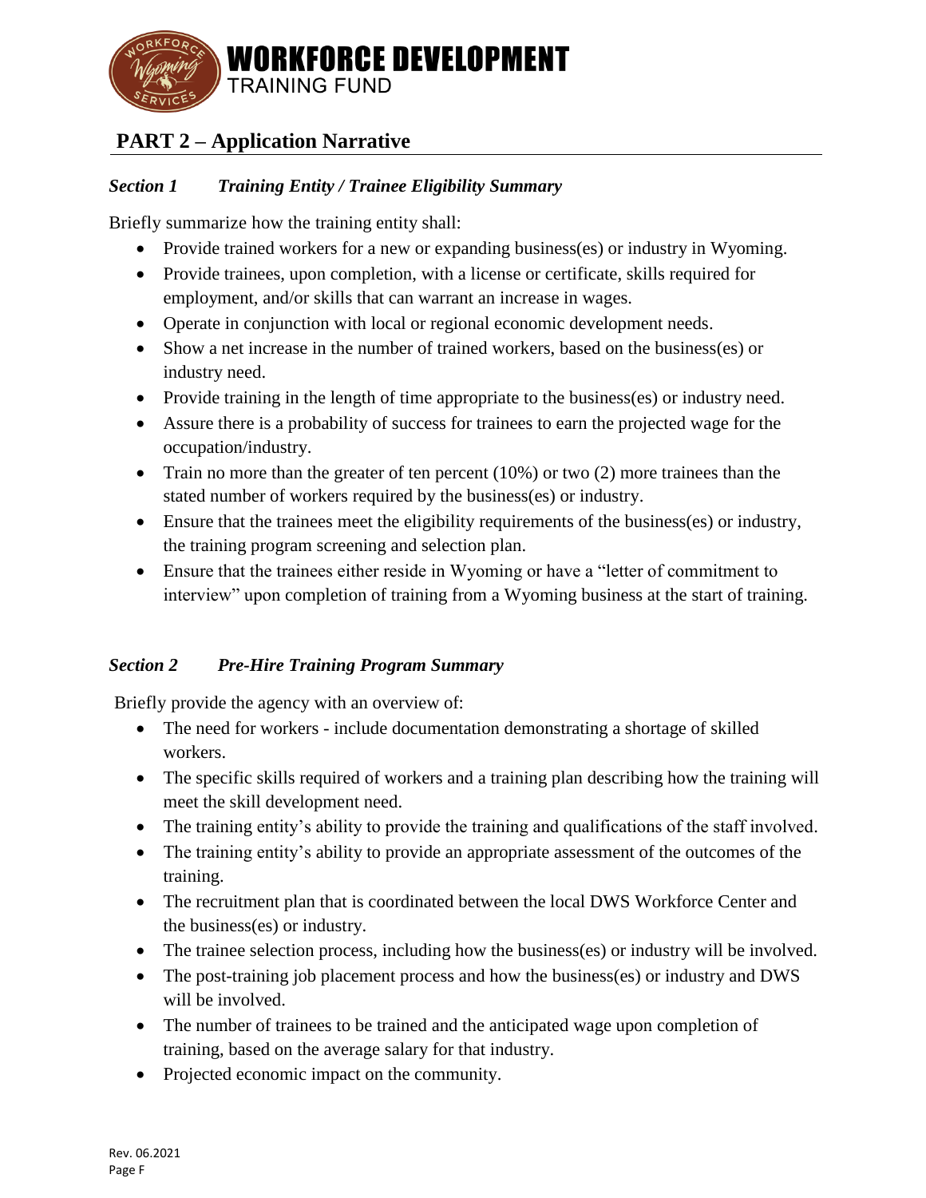# WORKFORCE DEVELOPMENT TRAINING FUND

## PART 2 – Application Narrative

### *Section 1 Training Entity / Trainee Eligibility Summary*

Briefly summarize how the training entity shall:

- Provide trained workers for a new or expanding business(es) or industry in Wyoming.
- Provide trainees, upon completion, with a license or certificate, skills required for employment, and/or skills that can warrant an increase in wages.
- Operate in conjunction with local or regional economic development needs.
- Show a net increase in the number of trained workers, based on the business(es) or industry need.
- Provide training in the length of time appropriate to the business(es) or industry need.
- Assure there is a probability of success for trainees to earn the projected wage for the occupation/industry.
- Train no more than the greater of ten percent (10%) or two (2) more trainees than the stated number of workers required by the business(es) or industry.
- Ensure that the trainees meet the eligibility requirements of the business(es) or industry, the training program screening and selection plan.
- Ensure that the trainees either reside in Wyoming or have a "letter of commitment to interview" upon completion of training from a Wyoming business at the start of training.

### *Section 2 Pre-Hire Training Program Summary*

Briefly provide the agency with an overview of:

- The need for workers - include documentation demonstrating a shortage of skilled workers.
- The specific skills required of workers and a training plan describing how the training will meet the skill development need.
- The training entity's ability to provide the training and qualifications of the staff involved.
- The training entity's ability to provide an appropriate assessment of the outcomes of the training.
- The recruitment plan that is coordinated between the local DWS Workforce Center and the business(es) or industry.
- The trainee selection process, including how the business(es) or industry will be involved.
- The post-training job placement process and how the business(es) or industry and DWS will be involved.
- The number of trainees to be trained and the anticipated wage upon completion of training, based on the average salary for that industry.
- Projected economic impact on the community.

Rev. 06.2021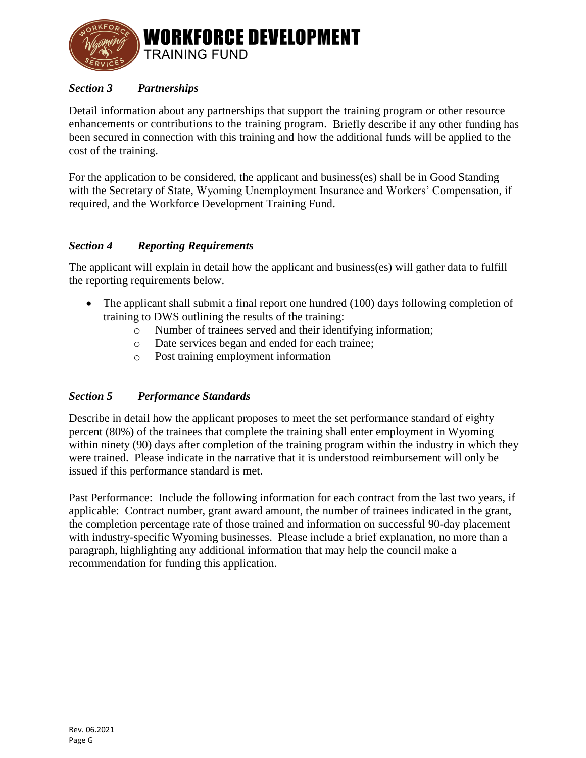### *Section 3 Partnerships*

Detail information about any partnerships that support the training program or other resource enhancements or contributions to the training program. Briefly describe if any other funding has been secured in connection with this training and how the additional funds will be applied to the cost of the training.

For the application to be considered, the applicant and business(es) shall be in Good Standing with the Secretary of State, Wyoming Unemployment Insurance and Workers' Compensation, if required, and the Workforce Development Training Fund.

### *Section 4 Reporting Requirements*

The applicant will explain in detail how the applicant and business(es) will gather data to fulfill the reporting requirements below.

- The applicant shall submit a final report one hundred (100) days following completion of training to DWS outlining the results of the training:
  - Number of trainees served and their identifying information;
  - Date services began and ended for each trainee;
  - Post training employment information

### *Section 5 Performance Standards*

Describe in detail how the applicant proposes to meet the set performance standard of eighty percent (80%) of the trainees that complete the training shall enter employment in Wyoming within ninety (90) days after completion of the training program within the industry in which they were trained. Please indicate in the narrative that it is understood reimbursement will only be issued if this performance standard is met.

Past Performance: Include the following information for each contract from the last two years, if applicable: Contract number, grant award amount, the number of trainees indicated in the grant, the completion percentage rate of those trained and information on successful 90-day placement with industry-specific Wyoming businesses. Please include a brief explanation, no more than a paragraph, highlighting any additional information that may help the council make a recommendation for funding this application.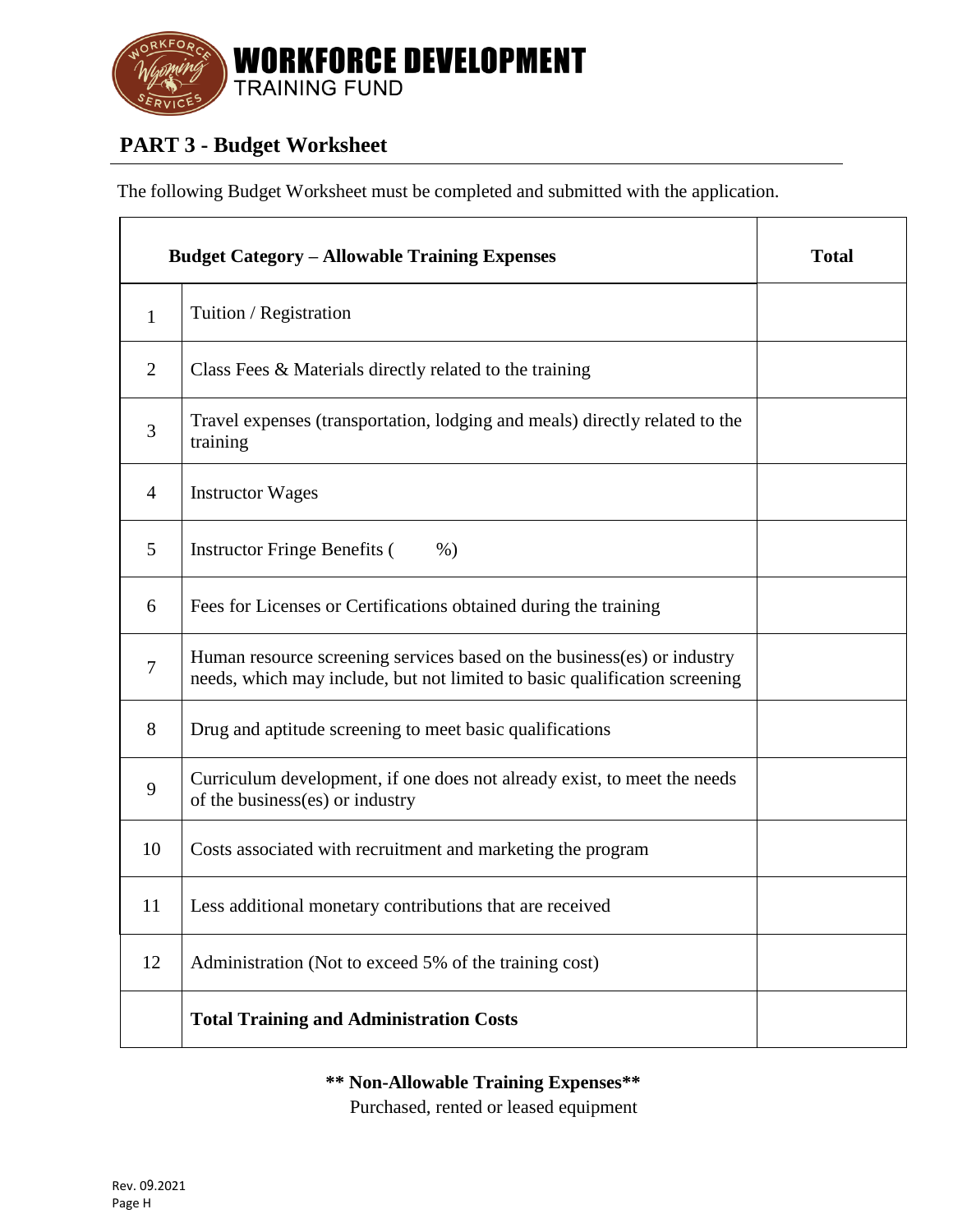**WORKFORCE DEVELOPMENT**
TRAINING FUND

## PART 3 - Budget Worksheet

The following Budget Worksheet must be completed and submitted with the application.

| Budget Category – Allowable Training Expenses | | Total |
|---|---|---|
| 1 | Tuition / Registration | |
| 2 | Class Fees & Materials directly related to the training | |
| 3 | Travel expenses (transportation, lodging and meals) directly related to the training | |
| 4 | Instructor Wages | |
| 5 | Instructor Fringe Benefits (      %) | |
| 6 | Fees for Licenses or Certifications obtained during the training | |
| 7 | Human resource screening services based on the business(es) or industry needs, which may include, but not limited to basic qualification screening | |
| 8 | Drug and aptitude screening to meet basic qualifications | |
| 9 | Curriculum development, if one does not already exist, to meet the needs of the business(es) or industry | |
| 10 | Costs associated with recruitment and marketing the program | |
| 11 | Less additional monetary contributions that are received | |
| 12 | Administration (Not to exceed 5% of the training cost) | |
| | **Total Training and Administration Costs** | |

**\*\* Non-Allowable Training Expenses\*\***

Purchased, rented or leased equipment

Rev. 09.2021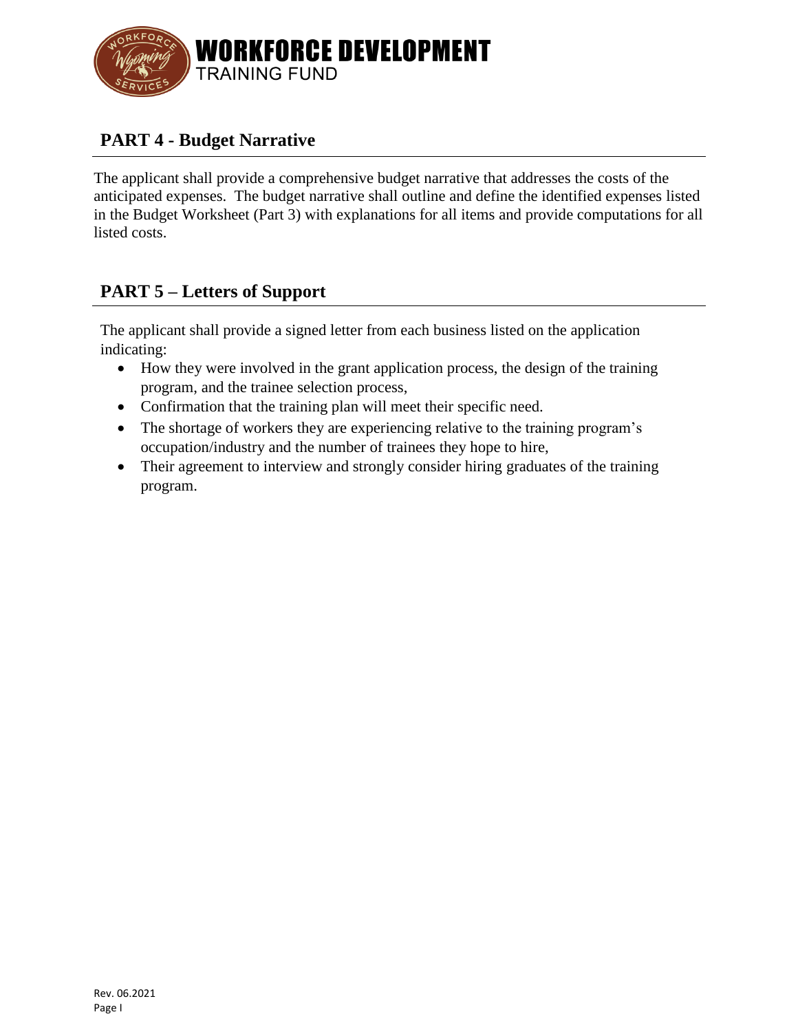## PART 4 - Budget Narrative

The applicant shall provide a comprehensive budget narrative that addresses the costs of the anticipated expenses. The budget narrative shall outline and define the identified expenses listed in the Budget Worksheet (Part 3) with explanations for all items and provide computations for all listed costs.

## PART 5 – Letters of Support

The applicant shall provide a signed letter from each business listed on the application indicating:

- How they were involved in the grant application process, the design of the training program, and the trainee selection process,
- Confirmation that the training plan will meet their specific need.
- The shortage of workers they are experiencing relative to the training program's occupation/industry and the number of trainees they hope to hire,
- Their agreement to interview and strongly consider hiring graduates of the training program.